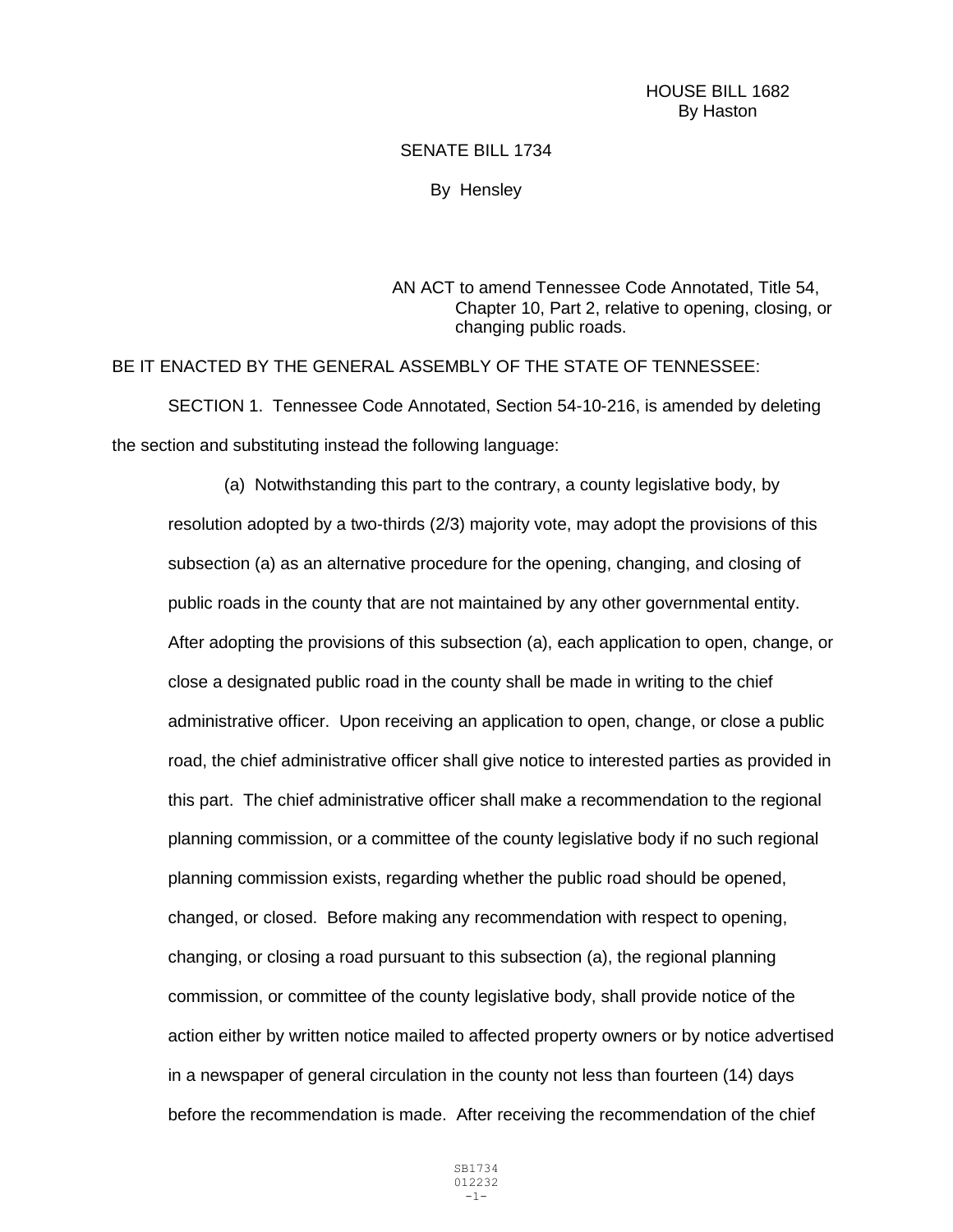HOUSE BILL 1682
By Haston

SENATE BILL 1734

By Hensley

AN ACT to amend Tennessee Code Annotated, Title 54, Chapter 10, Part 2, relative to opening, closing, or changing public roads.

BE IT ENACTED BY THE GENERAL ASSEMBLY OF THE STATE OF TENNESSEE:

SECTION 1. Tennessee Code Annotated, Section 54-10-216, is amended by deleting the section and substituting instead the following language:

(a) Notwithstanding this part to the contrary, a county legislative body, by resolution adopted by a two-thirds (2/3) majority vote, may adopt the provisions of this subsection (a) as an alternative procedure for the opening, changing, and closing of public roads in the county that are not maintained by any other governmental entity. After adopting the provisions of this subsection (a), each application to open, change, or close a designated public road in the county shall be made in writing to the chief administrative officer. Upon receiving an application to open, change, or close a public road, the chief administrative officer shall give notice to interested parties as provided in this part. The chief administrative officer shall make a recommendation to the regional planning commission, or a committee of the county legislative body if no such regional planning commission exists, regarding whether the public road should be opened, changed, or closed. Before making any recommendation with respect to opening, changing, or closing a road pursuant to this subsection (a), the regional planning commission, or committee of the county legislative body, shall provide notice of the action either by written notice mailed to affected property owners or by notice advertised in a newspaper of general circulation in the county not less than fourteen (14) days before the recommendation is made. After receiving the recommendation of the chief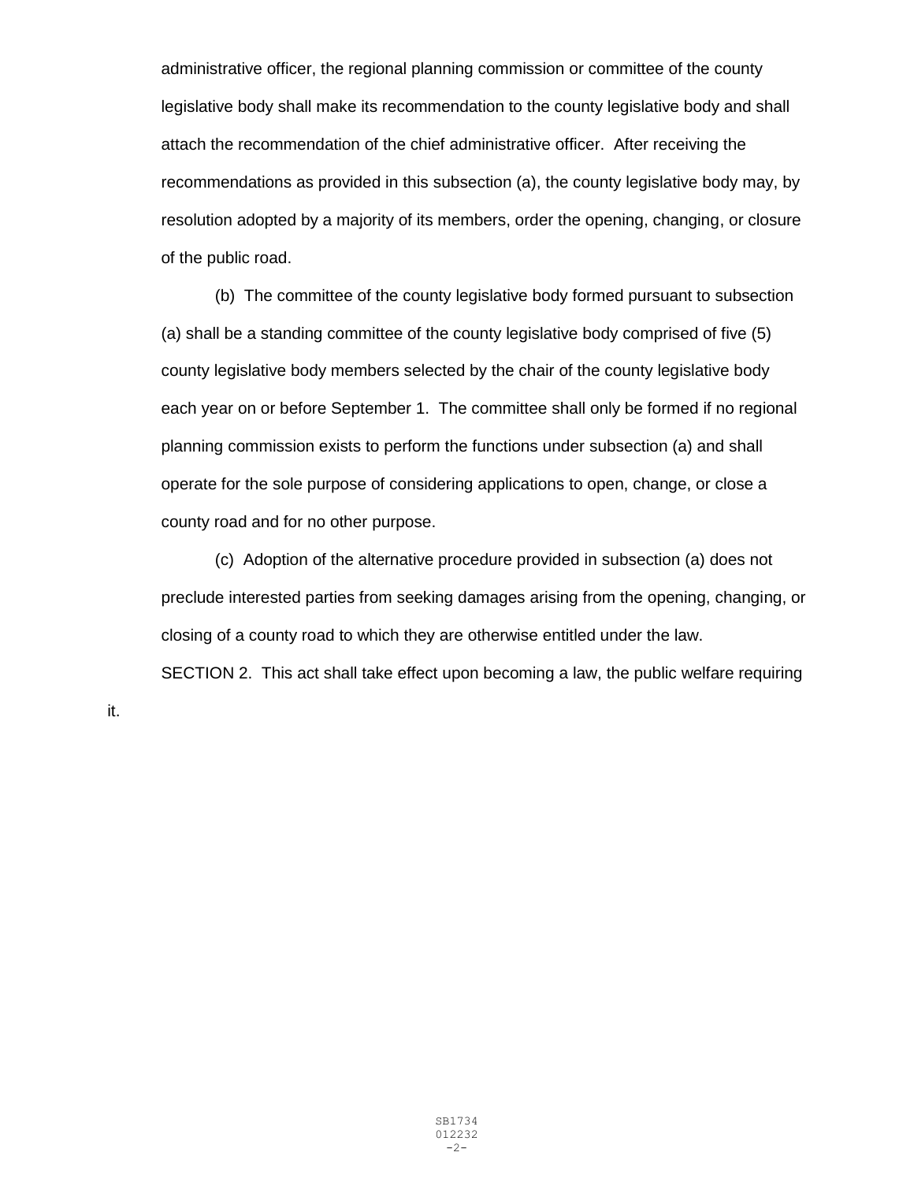administrative officer, the regional planning commission or committee of the county legislative body shall make its recommendation to the county legislative body and shall attach the recommendation of the chief administrative officer. After receiving the recommendations as provided in this subsection (a), the county legislative body may, by resolution adopted by a majority of its members, order the opening, changing, or closure of the public road.

(b) The committee of the county legislative body formed pursuant to subsection (a) shall be a standing committee of the county legislative body comprised of five (5) county legislative body members selected by the chair of the county legislative body each year on or before September 1. The committee shall only be formed if no regional planning commission exists to perform the functions under subsection (a) and shall operate for the sole purpose of considering applications to open, change, or close a county road and for no other purpose.

(c) Adoption of the alternative procedure provided in subsection (a) does not preclude interested parties from seeking damages arising from the opening, changing, or closing of a county road to which they are otherwise entitled under the law.

SECTION 2. This act shall take effect upon becoming a law, the public welfare requiring it.

SB1734
012232